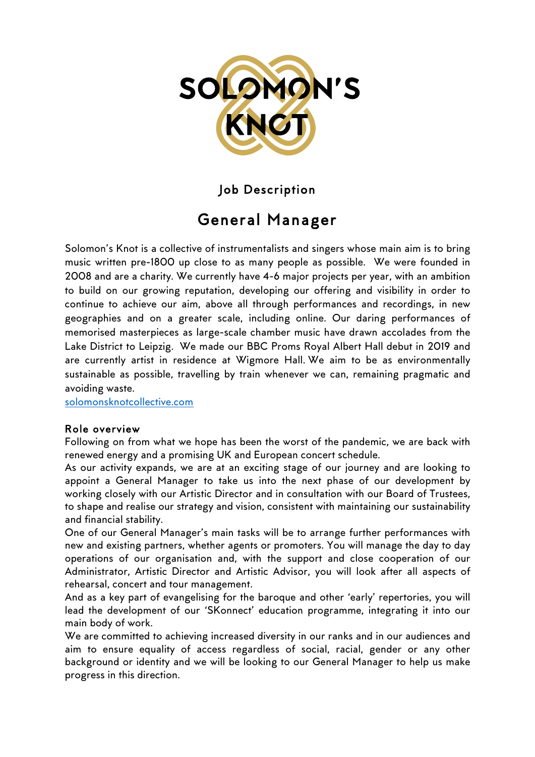# SOLOMON'S KNOT

## Job Description

# General Manager

Solomon's Knot is a collective of instrumentalists and singers whose main aim is to bring music written pre-1800 up close to as many people as possible. We were founded in 2008 and are a charity. We currently have 4-6 major projects per year, with an ambition to build on our growing reputation, developing our offering and visibility in order to continue to achieve our aim, above all through performances and recordings, in new geographies and on a greater scale, including online. Our daring performances of memorised masterpieces as large-scale chamber music have drawn accolades from the Lake District to Leipzig. We made our BBC Proms Royal Albert Hall debut in 2019 and are currently artist in residence at Wigmore Hall. We aim to be as environmentally sustainable as possible, travelling by train whenever we can, remaining pragmatic and avoiding waste.
solomonsknotcollective.com

### Role overview

Following on from what we hope has been the worst of the pandemic, we are back with renewed energy and a promising UK and European concert schedule.

As our activity expands, we are at an exciting stage of our journey and are looking to appoint a General Manager to take us into the next phase of our development by working closely with our Artistic Director and in consultation with our Board of Trustees, to shape and realise our strategy and vision, consistent with maintaining our sustainability and financial stability.

One of our General Manager's main tasks will be to arrange further performances with new and existing partners, whether agents or promoters. You will manage the day to day operations of our organisation and, with the support and close cooperation of our Administrator, Artistic Director and Artistic Advisor, you will look after all aspects of rehearsal, concert and tour management.

And as a key part of evangelising for the baroque and other 'early' repertories, you will lead the development of our 'SKonnect' education programme, integrating it into our main body of work.

We are committed to achieving increased diversity in our ranks and in our audiences and aim to ensure equality of access regardless of social, racial, gender or any other background or identity and we will be looking to our General Manager to help us make progress in this direction.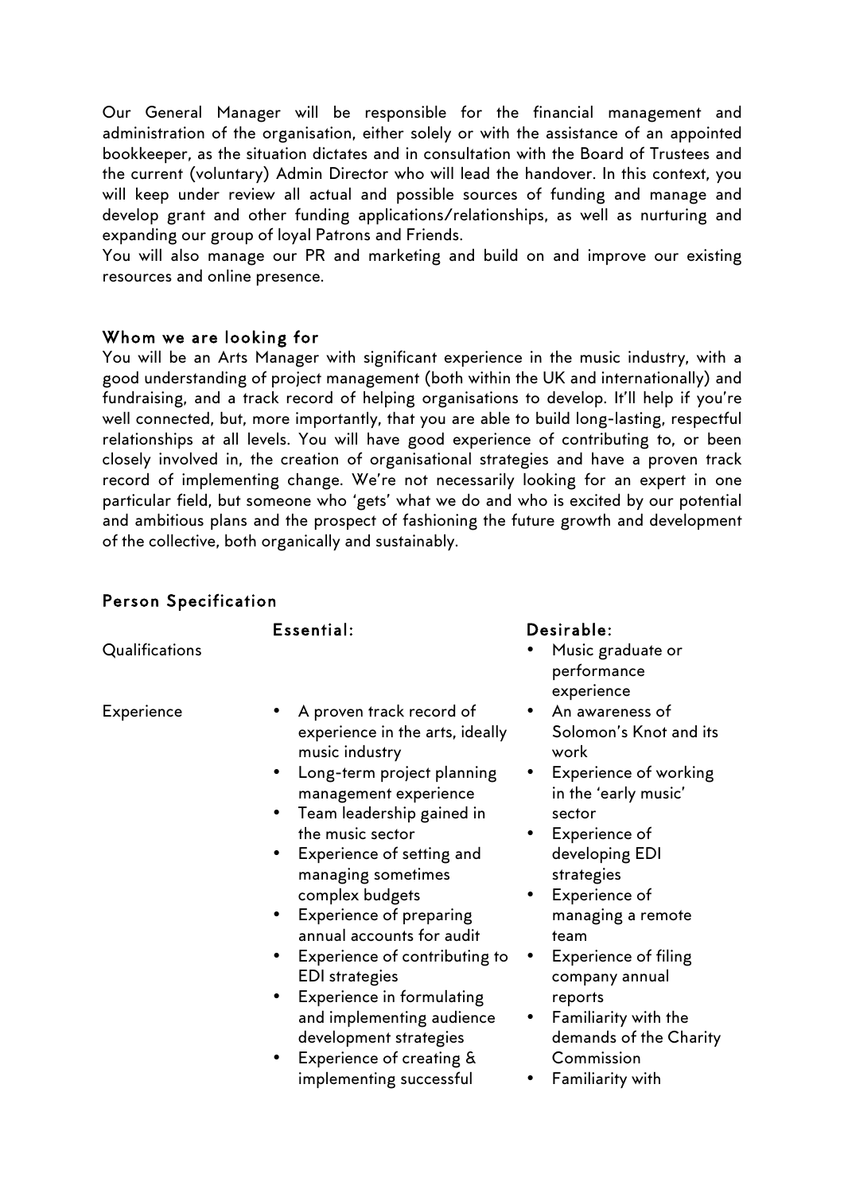Our General Manager will be responsible for the financial management and administration of the organisation, either solely or with the assistance of an appointed bookkeeper, as the situation dictates and in consultation with the Board of Trustees and the current (voluntary) Admin Director who will lead the handover. In this context, you will keep under review all actual and possible sources of funding and manage and develop grant and other funding applications/relationships, as well as nurturing and expanding our group of loyal Patrons and Friends.
You will also manage our PR and marketing and build on and improve our existing resources and online presence.

## Whom we are looking for

You will be an Arts Manager with significant experience in the music industry, with a good understanding of project management (both within the UK and internationally) and fundraising, and a track record of helping organisations to develop. It'll help if you're well connected, but, more importantly, that you are able to build long-lasting, respectful relationships at all levels. You will have good experience of contributing to, or been closely involved in, the creation of organisational strategies and have a proven track record of implementing change. We're not necessarily looking for an expert in one particular field, but someone who 'gets' what we do and who is excited by our potential and ambitious plans and the prospect of fashioning the future growth and development of the collective, both organically and sustainably.

## Person Specification

| | Essential: | Desirable: |
|---|---|---|
| Qualifications | | • Music graduate or performance experience |
| Experience | • A proven track record of experience in the arts, ideally music industry<br>• Long-term project planning management experience<br>• Team leadership gained in the music sector<br>• Experience of setting and managing sometimes complex budgets<br>• Experience of preparing annual accounts for audit<br>• Experience of contributing to EDI strategies<br>• Experience in formulating and implementing audience development strategies<br>• Experience of creating & implementing successful | • An awareness of Solomon's Knot and its work<br>• Experience of working in the 'early music' sector<br>• Experience of developing EDI strategies<br>• Experience of managing a remote team<br>• Experience of filing company annual reports<br>• Familiarity with the demands of the Charity Commission<br>• Familiarity with |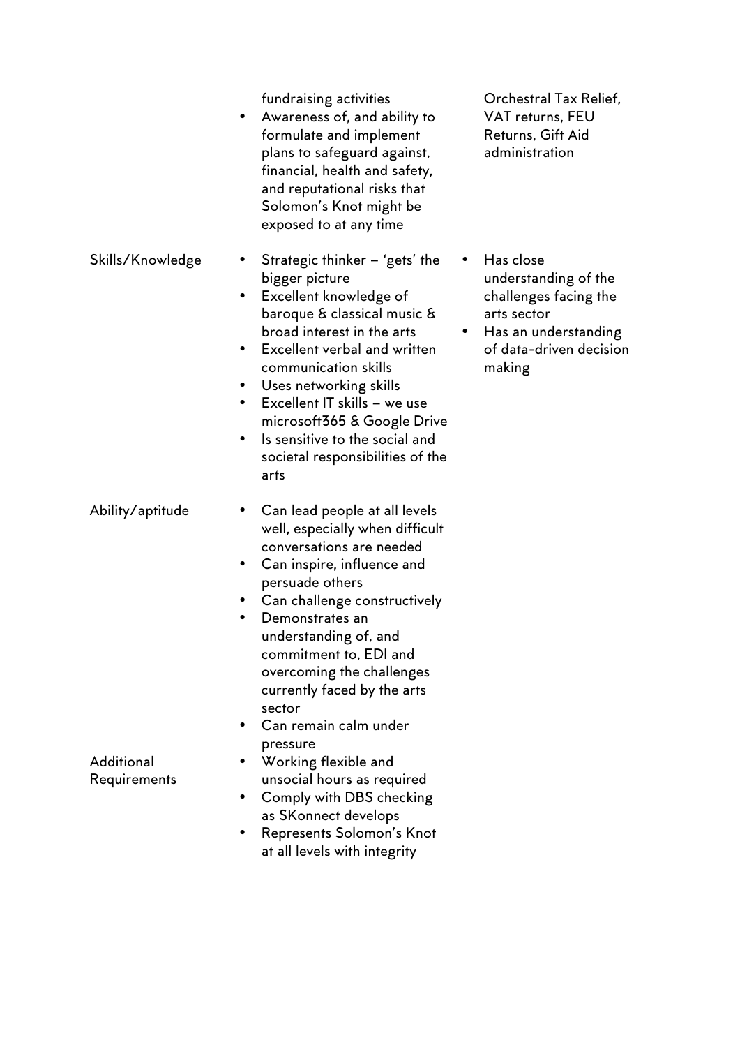| | | |
|---|---|---|
| | fundraising activities<br>• Awareness of, and ability to formulate and implement plans to safeguard against, financial, health and safety, and reputational risks that Solomon's Knot might be exposed to at any time | Orchestral Tax Relief, VAT returns, FEU Returns, Gift Aid administration |
| Skills/Knowledge | • Strategic thinker – 'gets' the bigger picture<br>• Excellent knowledge of baroque & classical music & broad interest in the arts<br>• Excellent verbal and written communication skills<br>• Uses networking skills<br>• Excellent IT skills – we use microsoft365 & Google Drive<br>• Is sensitive to the social and societal responsibilities of the arts | • Has close understanding of the challenges facing the arts sector<br>• Has an understanding of data-driven decision making |
| Ability/aptitude | • Can lead people at all levels well, especially when difficult conversations are needed<br>• Can inspire, influence and persuade others<br>• Can challenge constructively<br>• Demonstrates an understanding of, and commitment to, EDI and overcoming the challenges currently faced by the arts sector<br>• Can remain calm under pressure | |
| Additional Requirements | • Working flexible and unsocial hours as required<br>• Comply with DBS checking as SKonnect develops<br>• Represents Solomon's Knot at all levels with integrity | |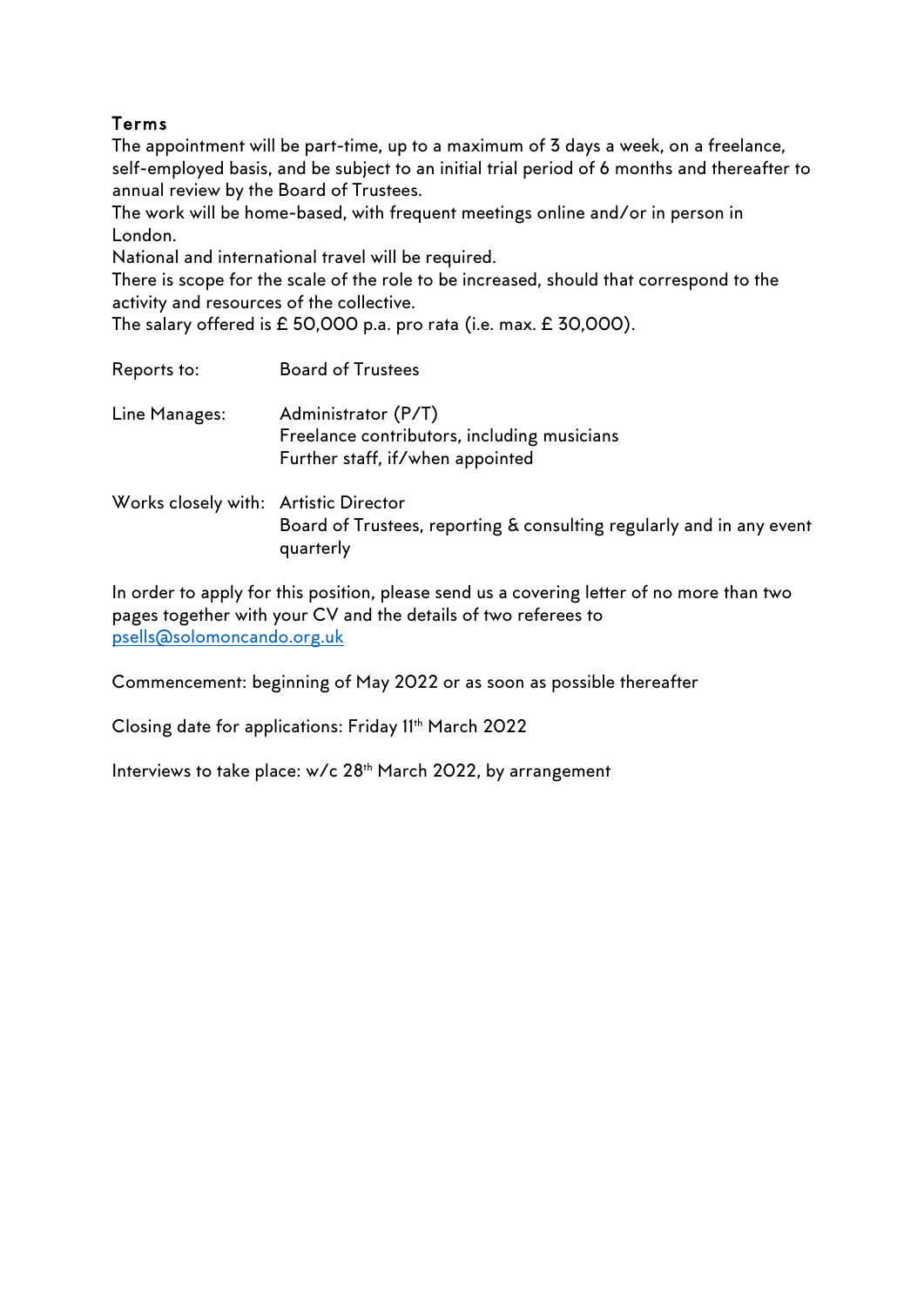## Terms

The appointment will be part-time, up to a maximum of 3 days a week, on a freelance, self-employed basis, and be subject to an initial trial period of 6 months and thereafter to annual review by the Board of Trustees.

The work will be home-based, with frequent meetings online and/or in person in London.

National and international travel will be required.

There is scope for the scale of the role to be increased, should that correspond to the activity and resources of the collective.

The salary offered is £ 50,000 p.a. pro rata (i.e. max. £ 30,000).

| | |
|---|---|
| Reports to: | Board of Trustees |
| Line Manages: | Administrator (P/T)<br>Freelance contributors, including musicians<br>Further staff, if/when appointed |
| Works closely with: | Artistic Director<br>Board of Trustees, reporting & consulting regularly and in any event quarterly |

In order to apply for this position, please send us a covering letter of no more than two pages together with your CV and the details of two referees to [psells@solomoncando.org.uk](mailto:psells@solomoncando.org.uk)

Commencement: beginning of May 2022 or as soon as possible thereafter

Closing date for applications: Friday 11th March 2022

Interviews to take place: w/c 28th March 2022, by arrangement